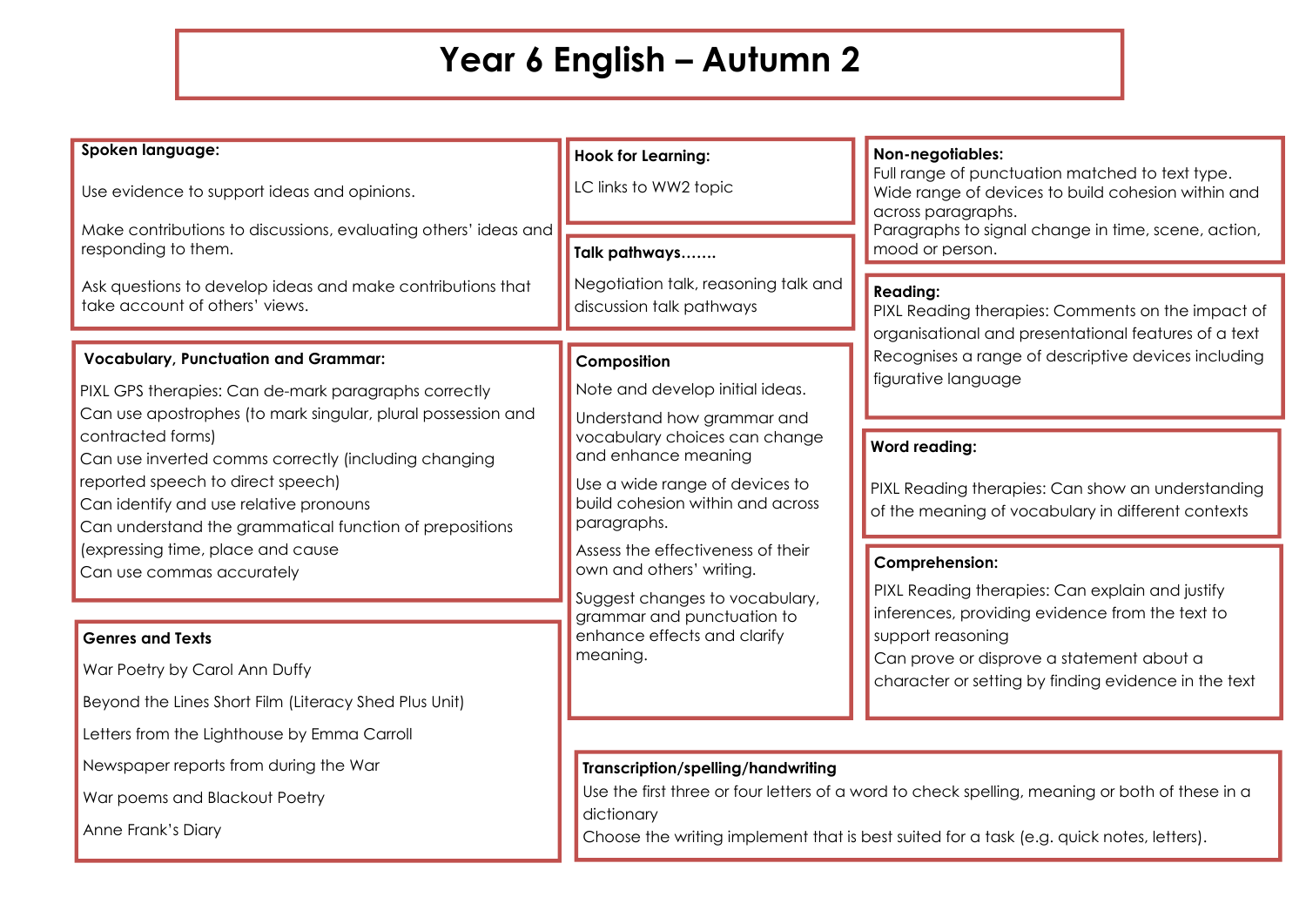# Year 6 English – Autumn 2

## Spoken language:

Use evidence to support ideas and opinions.

Make contributions to discussions, evaluating others' ideas and responding to them.

Ask questions to develop ideas and make contributions that take account of others' views.

## Vocabulary, Punctuation and Grammar:

PIXL GPS therapies: Can de-mark paragraphs correctly
Can use apostrophes (to mark singular, plural possession and contracted forms)
Can use inverted comms correctly (including changing reported speech to direct speech)
Can identify and use relative pronouns
Can understand the grammatical function of prepositions (expressing time, place and cause
Can use commas accurately

## Genres and Texts

War Poetry by Carol Ann Duffy

Beyond the Lines Short Film (Literacy Shed Plus Unit)

Letters from the Lighthouse by Emma Carroll

Newspaper reports from during the War

War poems and Blackout Poetry

Anne Frank's Diary

## Hook for Learning:

LC links to WW2 topic

## Talk pathways…….

Negotiation talk, reasoning talk and discussion talk pathways

## Composition

Note and develop initial ideas.

Understand how grammar and vocabulary choices can change and enhance meaning

Use a wide range of devices to build cohesion within and across paragraphs.

Assess the effectiveness of their own and others' writing.

Suggest changes to vocabulary, grammar and punctuation to enhance effects and clarify meaning.

## Non-negotiables:

Full range of punctuation matched to text type.
Wide range of devices to build cohesion within and across paragraphs.
Paragraphs to signal change in time, scene, action, mood or person.

## Reading:

PIXL Reading therapies: Comments on the impact of organisational and presentational features of a text
Recognises a range of descriptive devices including figurative language

## Word reading:

PIXL Reading therapies: Can show an understanding of the meaning of vocabulary in different contexts

## Comprehension:

PIXL Reading therapies: Can explain and justify inferences, providing evidence from the text to support reasoning
Can prove or disprove a statement about a character or setting by finding evidence in the text

## Transcription/spelling/handwriting

Use the first three or four letters of a word to check spelling, meaning or both of these in a dictionary
Choose the writing implement that is best suited for a task (e.g. quick notes, letters).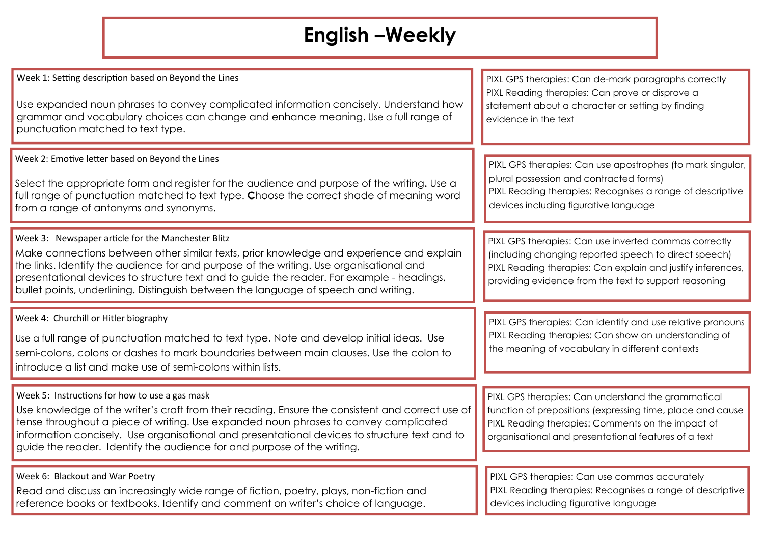# English –Weekly

**Week 1: Setting description based on Beyond the Lines**

Use expanded noun phrases to convey complicated information concisely. Understand how grammar and vocabulary choices can change and enhance meaning. Use a full range of punctuation matched to text type.

PIXL GPS therapies: Can de-mark paragraphs correctly
PIXL Reading therapies: Can prove or disprove a statement about a character or setting by finding evidence in the text

**Week 2: Emotive letter based on Beyond the Lines**

Select the appropriate form and register for the audience and purpose of the writing. Use a full range of punctuation matched to text type. Choose the correct shade of meaning word from a range of antonyms and synonyms.

PIXL GPS therapies: Can use apostrophes (to mark singular, plural possession and contracted forms)
PIXL Reading therapies: Recognises a range of descriptive devices including figurative language

**Week 3: Newspaper article for the Manchester Blitz**

Make connections between other similar texts, prior knowledge and experience and explain the links. Identify the audience for and purpose of the writing. Use organisational and presentational devices to structure text and to guide the reader. For example - headings, bullet points, underlining. Distinguish between the language of speech and writing.

PIXL GPS therapies: Can use inverted commas correctly (including changing reported speech to direct speech)
PIXL Reading therapies: Can explain and justify inferences, providing evidence from the text to support reasoning

**Week 4: Churchill or Hitler biography**

Use a full range of punctuation matched to text type. Note and develop initial ideas. Use semi-colons, colons or dashes to mark boundaries between main clauses. Use the colon to introduce a list and make use of semi-colons within lists.

PIXL GPS therapies: Can identify and use relative pronouns
PIXL Reading therapies: Can show an understanding of the meaning of vocabulary in different contexts

**Week 5: Instructions for how to use a gas mask**

Use knowledge of the writer's craft from their reading. Ensure the consistent and correct use of tense throughout a piece of writing. Use expanded noun phrases to convey complicated information concisely. Use organisational and presentational devices to structure text and to guide the reader. Identify the audience for and purpose of the writing.

PIXL GPS therapies: Can understand the grammatical function of prepositions (expressing time, place and cause
PIXL Reading therapies: Comments on the impact of organisational and presentational features of a text

**Week 6: Blackout and War Poetry**

Read and discuss an increasingly wide range of fiction, poetry, plays, non-fiction and reference books or textbooks. Identify and comment on writer's choice of language.

PIXL GPS therapies: Can use commas accurately
PIXL Reading therapies: Recognises a range of descriptive devices including figurative language